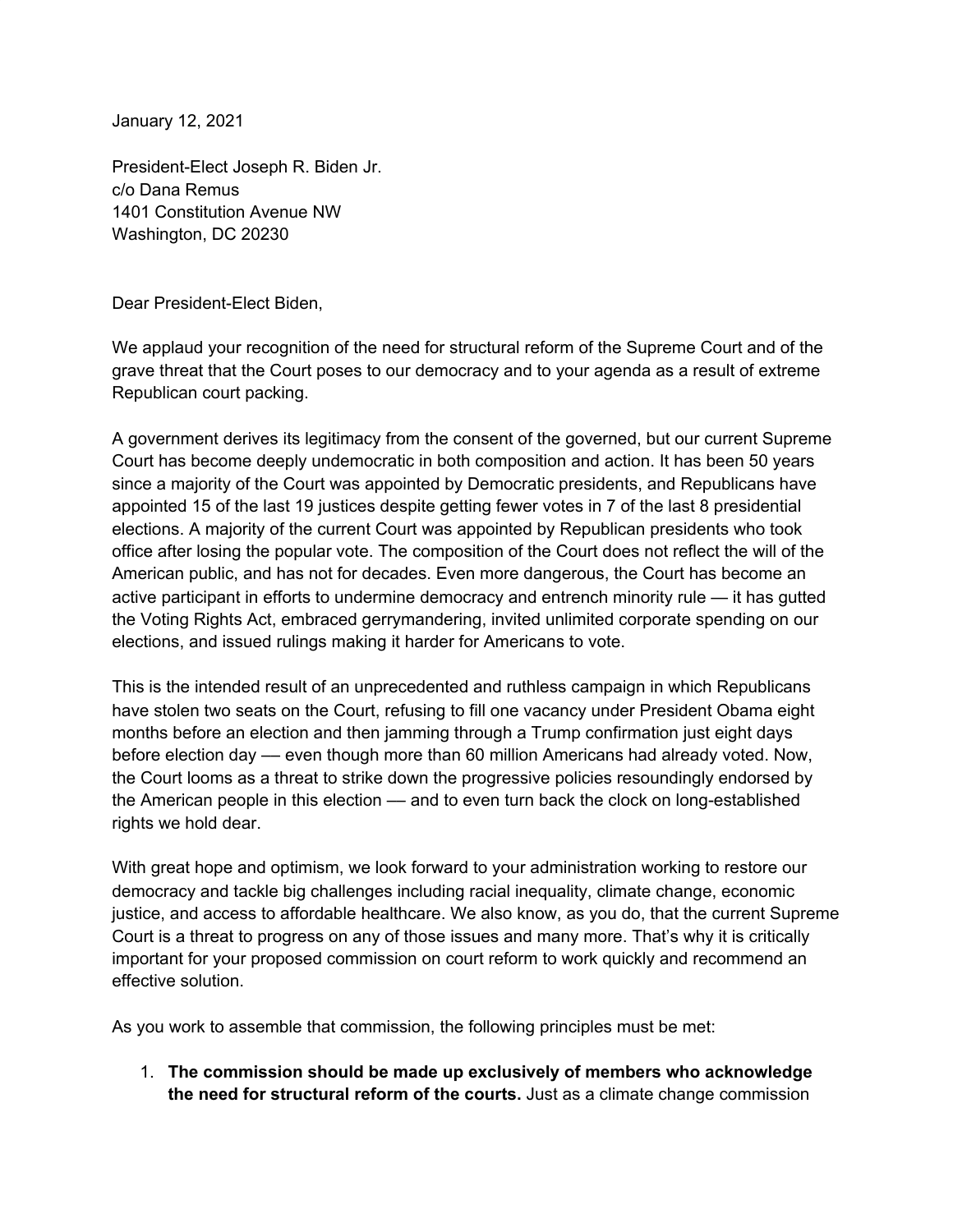January 12, 2021

President-Elect Joseph R. Biden Jr.
c/o Dana Remus
1401 Constitution Avenue NW
Washington, DC 20230

Dear President-Elect Biden,

We applaud your recognition of the need for structural reform of the Supreme Court and of the grave threat that the Court poses to our democracy and to your agenda as a result of extreme Republican court packing.

A government derives its legitimacy from the consent of the governed, but our current Supreme Court has become deeply undemocratic in both composition and action. It has been 50 years since a majority of the Court was appointed by Democratic presidents, and Republicans have appointed 15 of the last 19 justices despite getting fewer votes in 7 of the last 8 presidential elections. A majority of the current Court was appointed by Republican presidents who took office after losing the popular vote. The composition of the Court does not reflect the will of the American public, and has not for decades. Even more dangerous, the Court has become an active participant in efforts to undermine democracy and entrench minority rule — it has gutted the Voting Rights Act, embraced gerrymandering, invited unlimited corporate spending on our elections, and issued rulings making it harder for Americans to vote.

This is the intended result of an unprecedented and ruthless campaign in which Republicans have stolen two seats on the Court, refusing to fill one vacancy under President Obama eight months before an election and then jamming through a Trump confirmation just eight days before election day — even though more than 60 million Americans had already voted. Now, the Court looms as a threat to strike down the progressive policies resoundingly endorsed by the American people in this election — and to even turn back the clock on long-established rights we hold dear.

With great hope and optimism, we look forward to your administration working to restore our democracy and tackle big challenges including racial inequality, climate change, economic justice, and access to affordable healthcare. We also know, as you do, that the current Supreme Court is a threat to progress on any of those issues and many more. That's why it is critically important for your proposed commission on court reform to work quickly and recommend an effective solution.

As you work to assemble that commission, the following principles must be met:

1. **The commission should be made up exclusively of members who acknowledge the need for structural reform of the courts.** Just as a climate change commission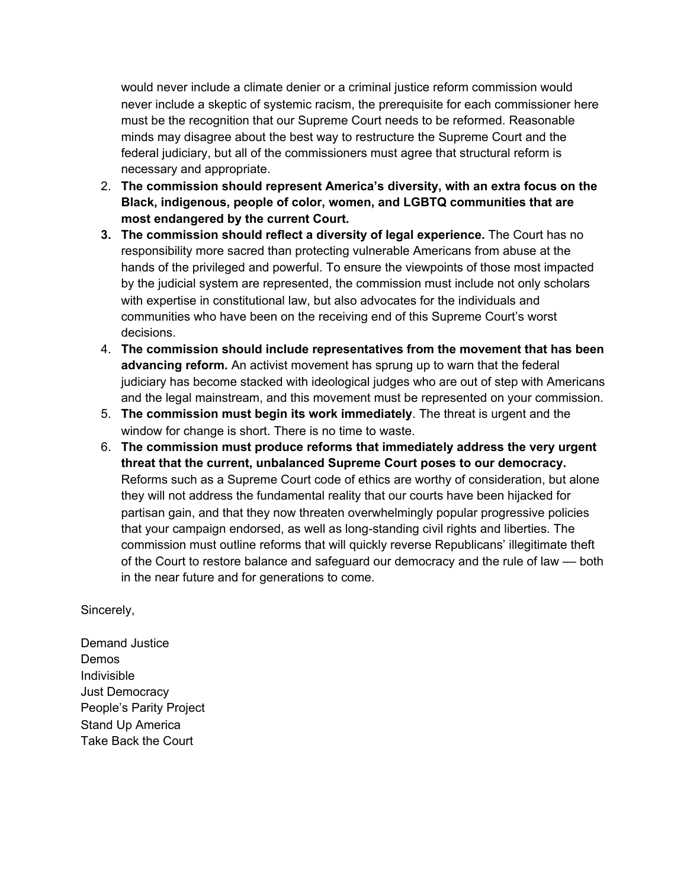would never include a climate denier or a criminal justice reform commission would never include a skeptic of systemic racism, the prerequisite for each commissioner here must be the recognition that our Supreme Court needs to be reformed. Reasonable minds may disagree about the best way to restructure the Supreme Court and the federal judiciary, but all of the commissioners must agree that structural reform is necessary and appropriate.

2. **The commission should represent America's diversity, with an extra focus on the Black, indigenous, people of color, women, and LGBTQ communities that are most endangered by the current Court.**
3. **The commission should reflect a diversity of legal experience.** The Court has no responsibility more sacred than protecting vulnerable Americans from abuse at the hands of the privileged and powerful. To ensure the viewpoints of those most impacted by the judicial system are represented, the commission must include not only scholars with expertise in constitutional law, but also advocates for the individuals and communities who have been on the receiving end of this Supreme Court's worst decisions.
4. **The commission should include representatives from the movement that has been advancing reform.** An activist movement has sprung up to warn that the federal judiciary has become stacked with ideological judges who are out of step with Americans and the legal mainstream, and this movement must be represented on your commission.
5. **The commission must begin its work immediately**. The threat is urgent and the window for change is short. There is no time to waste.
6. **The commission must produce reforms that immediately address the very urgent threat that the current, unbalanced Supreme Court poses to our democracy.** Reforms such as a Supreme Court code of ethics are worthy of consideration, but alone they will not address the fundamental reality that our courts have been hijacked for partisan gain, and that they now threaten overwhelmingly popular progressive policies that your campaign endorsed, as well as long-standing civil rights and liberties. The commission must outline reforms that will quickly reverse Republicans' illegitimate theft of the Court to restore balance and safeguard our democracy and the rule of law — both in the near future and for generations to come.

Sincerely,

Demand Justice
Demos
Indivisible
Just Democracy
People's Parity Project
Stand Up America
Take Back the Court